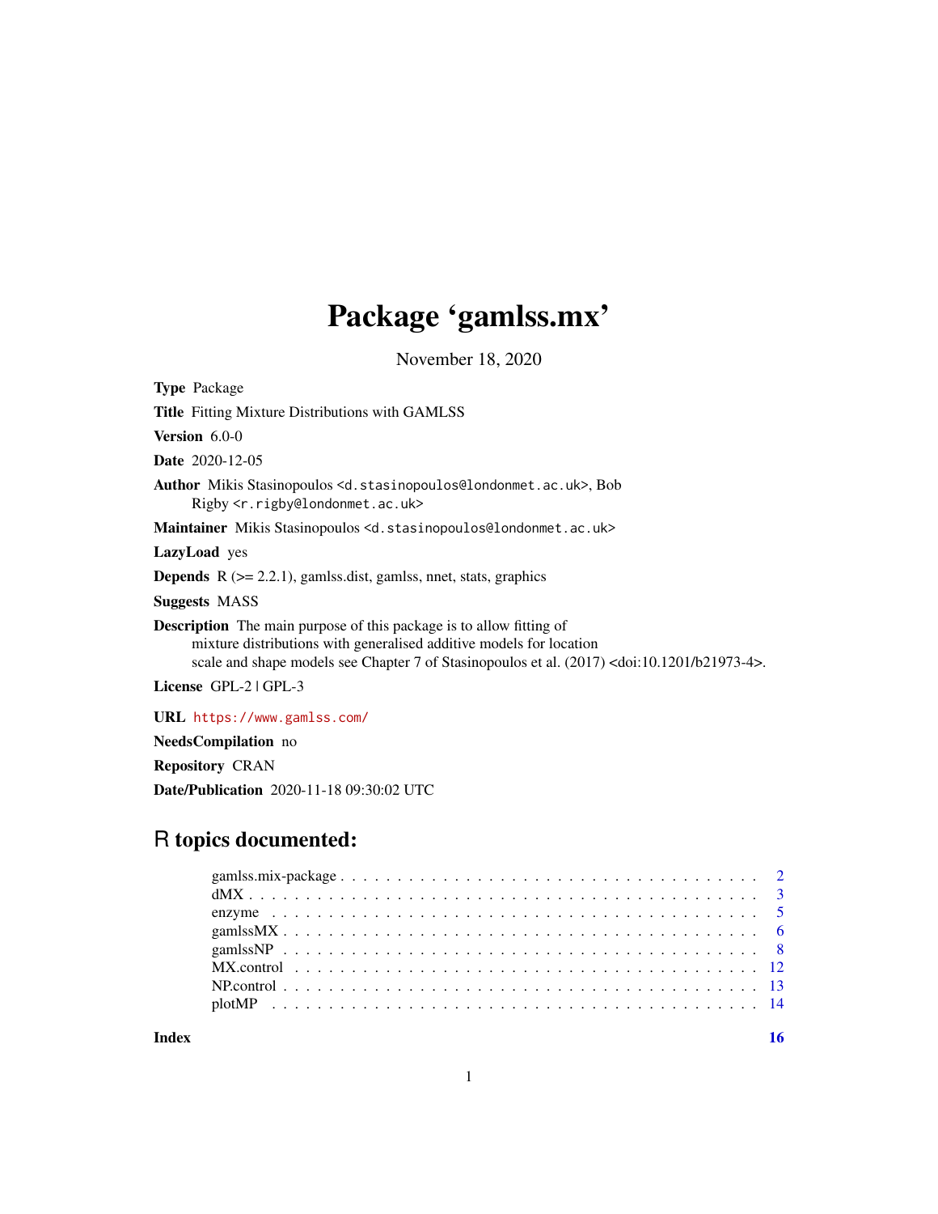# Package 'gamlss.mx'

November 18, 2020

**Type** Package

**Title** Fitting Mixture Distributions with GAMLSS

**Version** 6.0-0

**Date** 2020-12-05

**Author** Mikis Stasinopoulos <d.stasinopoulos@londonmet.ac.uk>, Bob Rigby <r.rigby@londonmet.ac.uk>

**Maintainer** Mikis Stasinopoulos <d.stasinopoulos@londonmet.ac.uk>

**LazyLoad** yes

**Depends** R (>= 2.2.1), gamlss.dist, gamlss, nnet, stats, graphics

**Suggests** MASS

**Description** The main purpose of this package is to allow fitting of mixture distributions with generalised additive models for location scale and shape models see Chapter 7 of Stasinopoulos et al. (2017) <doi:10.1201/b21973-4>.

**License** GPL-2 | GPL-3

**URL** https://www.gamlss.com/

**NeedsCompilation** no

**Repository** CRAN

**Date/Publication** 2020-11-18 09:30:02 UTC

## R topics documented:

- gamlss.mix-package . . . . . . . . . . . . . . . . . . . . . . . . . . . . . . . . . . . 2
- dMX . . . . . . . . . . . . . . . . . . . . . . . . . . . . . . . . . . . . . . . . . . . . 3
- enzyme . . . . . . . . . . . . . . . . . . . . . . . . . . . . . . . . . . . . . . . . . . 5
- gamlssMX . . . . . . . . . . . . . . . . . . . . . . . . . . . . . . . . . . . . . . . . 6
- gamlssNP . . . . . . . . . . . . . . . . . . . . . . . . . . . . . . . . . . . . . . . . 8
- MX.control . . . . . . . . . . . . . . . . . . . . . . . . . . . . . . . . . . . . . . . 12
- NP.control . . . . . . . . . . . . . . . . . . . . . . . . . . . . . . . . . . . . . . . 13
- plotMP . . . . . . . . . . . . . . . . . . . . . . . . . . . . . . . . . . . . . . . . . 14

**Index** 16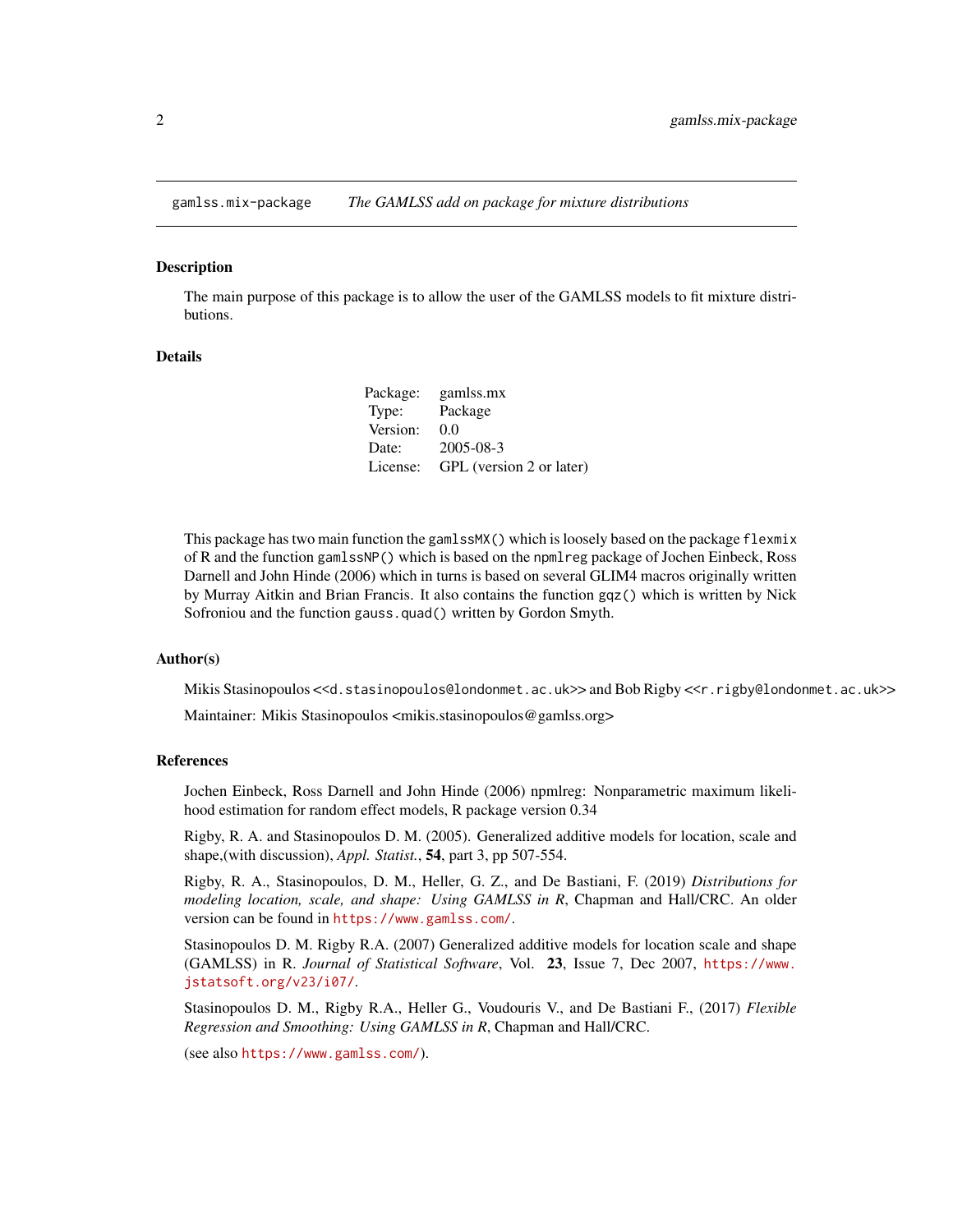gamlss.mix-package *The GAMLSS add on package for mixture distributions*

## Description

The main purpose of this package is to allow the user of the GAMLSS models to fit mixture distributions.

## Details

| | |
|---|---|
| Package: | gamlss.mx |
| Type: | Package |
| Version: | 0.0 |
| Date: | 2005-08-3 |
| License: | GPL (version 2 or later) |

This package has two main function the `gamlssMX()` which is loosely based on the package `flexmix` of R and the function `gamlssNP()` which is based on the `npmlreg` package of Jochen Einbeck, Ross Darnell and John Hinde (2006) which in turns is based on several GLIM4 macros originally written by Murray Aitkin and Brian Francis. It also contains the function `gqz()` which is written by Nick Sofroniou and the function `gauss.quad()` written by Gordon Smyth.

## Author(s)

Mikis Stasinopoulos <`<d.stasinopoulos@londonmet.ac.uk>`> and Bob Rigby <`<r.rigby@londonmet.ac.uk>`>

Maintainer: Mikis Stasinopoulos <mikis.stasinopoulos@gamlss.org>

## References

Jochen Einbeck, Ross Darnell and John Hinde (2006) npmlreg: Nonparametric maximum likelihood estimation for random effect models, R package version 0.34

Rigby, R. A. and Stasinopoulos D. M. (2005). Generalized additive models for location, scale and shape,(with discussion), *Appl. Statist.*, **54**, part 3, pp 507-554.

Rigby, R. A., Stasinopoulos, D. M., Heller, G. Z., and De Bastiani, F. (2019) *Distributions for modeling location, scale, and shape: Using GAMLSS in R*, Chapman and Hall/CRC. An older version can be found in https://www.gamlss.com/.

Stasinopoulos D. M. Rigby R.A. (2007) Generalized additive models for location scale and shape (GAMLSS) in R. *Journal of Statistical Software*, Vol. **23**, Issue 7, Dec 2007, https://www.jstatsoft.org/v23/i07/.

Stasinopoulos D. M., Rigby R.A., Heller G., Voudouris V., and De Bastiani F., (2017) *Flexible Regression and Smoothing: Using GAMLSS in R*, Chapman and Hall/CRC.

(see also https://www.gamlss.com/).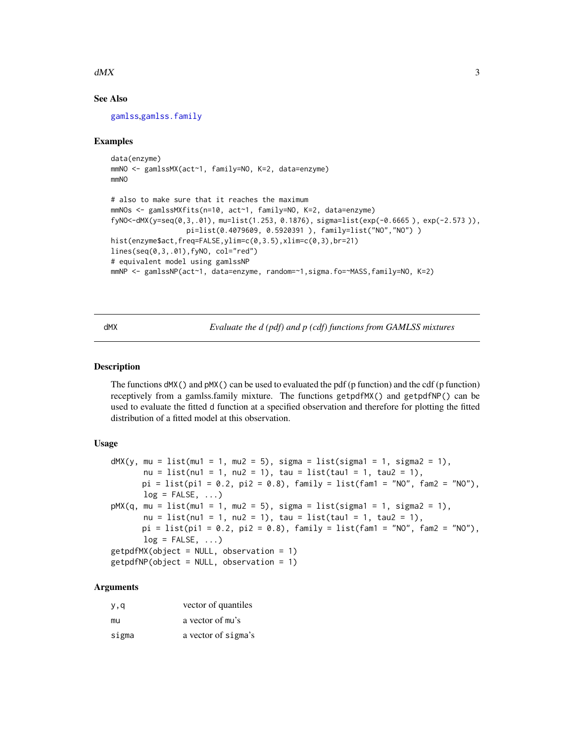## See Also

gamlss, gamlss.family

## Examples

```
data(enzyme)
mmNO <- gamlssMX(act~1, family=NO, K=2, data=enzyme)
mmNO

# also to make sure that it reaches the maximum
mmNOs <- gamlssMXfits(n=10, act~1, family=NO, K=2, data=enzyme)
fyNO<-dMX(y=seq(0,3,.01), mu=list(1.253, 0.1876), sigma=list(exp(-0.6665 ), exp(-2.573 )),
                  pi=list(0.4079609, 0.5920391 ), family=list("NO","NO") )
hist(enzyme$act,freq=FALSE,ylim=c(0,3.5),xlim=c(0,3),br=21)
lines(seq(0,3,.01),fyNO, col="red")
# equivalent model using gamlssNP
mmNP <- gamlssNP(act~1, data=enzyme, random=~1,sigma.fo=~MASS,family=NO, K=2)
```

---

# dMX — *Evaluate the d (pdf) and p (cdf) functions from GAMLSS mixtures*

## Description

The functions `dMX()` and `pMX()` can be used to evaluated the pdf (p function) and the cdf (p function) receptively from a gamlss.family mixture. The functions `getpdfMX()` and `getpdfNP()` can be used to evaluate the fitted d function at a specified observation and therefore for plotting the fitted distribution of a fitted model at this observation.

## Usage

```
dMX(y, mu = list(mu1 = 1, mu2 = 5), sigma = list(sigma1 = 1, sigma2 = 1),
       nu = list(nu1 = 1, nu2 = 1), tau = list(tau1 = 1, tau2 = 1),
       pi = list(pi1 = 0.2, pi2 = 0.8), family = list(fam1 = "NO", fam2 = "NO"),
       log = FALSE, ...)
pMX(q, mu = list(mu1 = 1, mu2 = 5), sigma = list(sigma1 = 1, sigma2 = 1),
       nu = list(nu1 = 1, nu2 = 1), tau = list(tau1 = 1, tau2 = 1),
       pi = list(pi1 = 0.2, pi2 = 0.8), family = list(fam1 = "NO", fam2 = "NO"),
       log = FALSE, ...)
getpdfMX(object = NULL, observation = 1)
getpdfNP(object = NULL, observation = 1)
```

## Arguments

| | |
|---|---|
| `y,q` | vector of quantiles |
| `mu` | a vector of mu's |
| `sigma` | a vector of sigma's |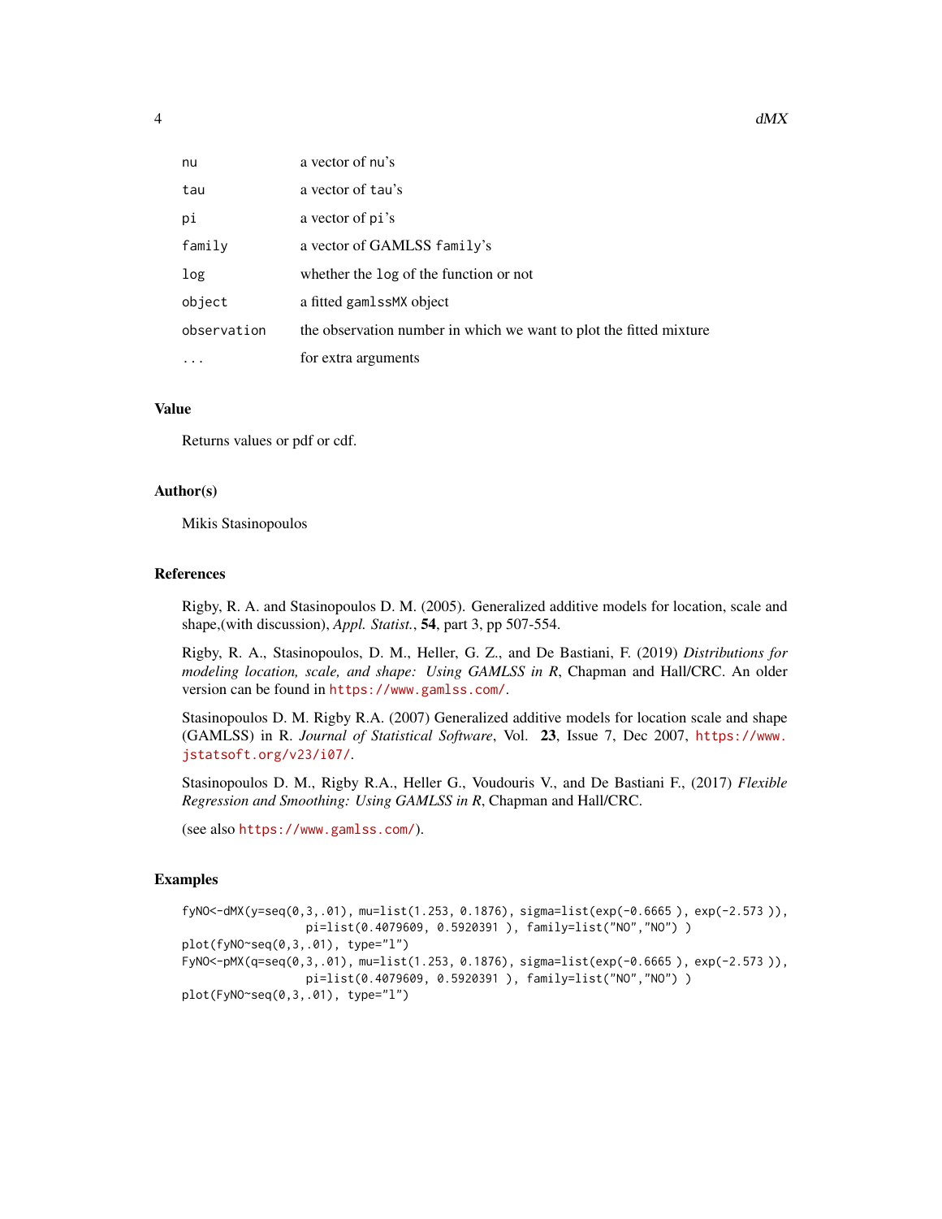| | |
|---|---|
| nu | a vector of nu's |
| tau | a vector of tau's |
| pi | a vector of pi's |
| family | a vector of GAMLSS family's |
| log | whether the log of the function or not |
| object | a fitted gamlssMX object |
| observation | the observation number in which we want to plot the fitted mixture |
| ... | for extra arguments |

## Value

Returns values or pdf or cdf.

## Author(s)

Mikis Stasinopoulos

## References

Rigby, R. A. and Stasinopoulos D. M. (2005). Generalized additive models for location, scale and shape,(with discussion), *Appl. Statist.*, **54**, part 3, pp 507-554.

Rigby, R. A., Stasinopoulos, D. M., Heller, G. Z., and De Bastiani, F. (2019) *Distributions for modeling location, scale, and shape: Using GAMLSS in R*, Chapman and Hall/CRC. An older version can be found in https://www.gamlss.com/.

Stasinopoulos D. M. Rigby R.A. (2007) Generalized additive models for location scale and shape (GAMLSS) in R. *Journal of Statistical Software*, Vol. **23**, Issue 7, Dec 2007, https://www.jstatsoft.org/v23/i07/.

Stasinopoulos D. M., Rigby R.A., Heller G., Voudouris V., and De Bastiani F., (2017) *Flexible Regression and Smoothing: Using GAMLSS in R*, Chapman and Hall/CRC.

(see also https://www.gamlss.com/).

## Examples

```
fyNO<-dMX(y=seq(0,3,.01), mu=list(1.253, 0.1876), sigma=list(exp(-0.6665 ), exp(-2.573 )),
                 pi=list(0.4079609, 0.5920391 ), family=list("NO","NO") )
plot(fyNO~seq(0,3,.01), type="l")
FyNO<-pMX(q=seq(0,3,.01), mu=list(1.253, 0.1876), sigma=list(exp(-0.6665 ), exp(-2.573 )),
                 pi=list(0.4079609, 0.5920391 ), family=list("NO","NO") )
plot(FyNO~seq(0,3,.01), type="l")
```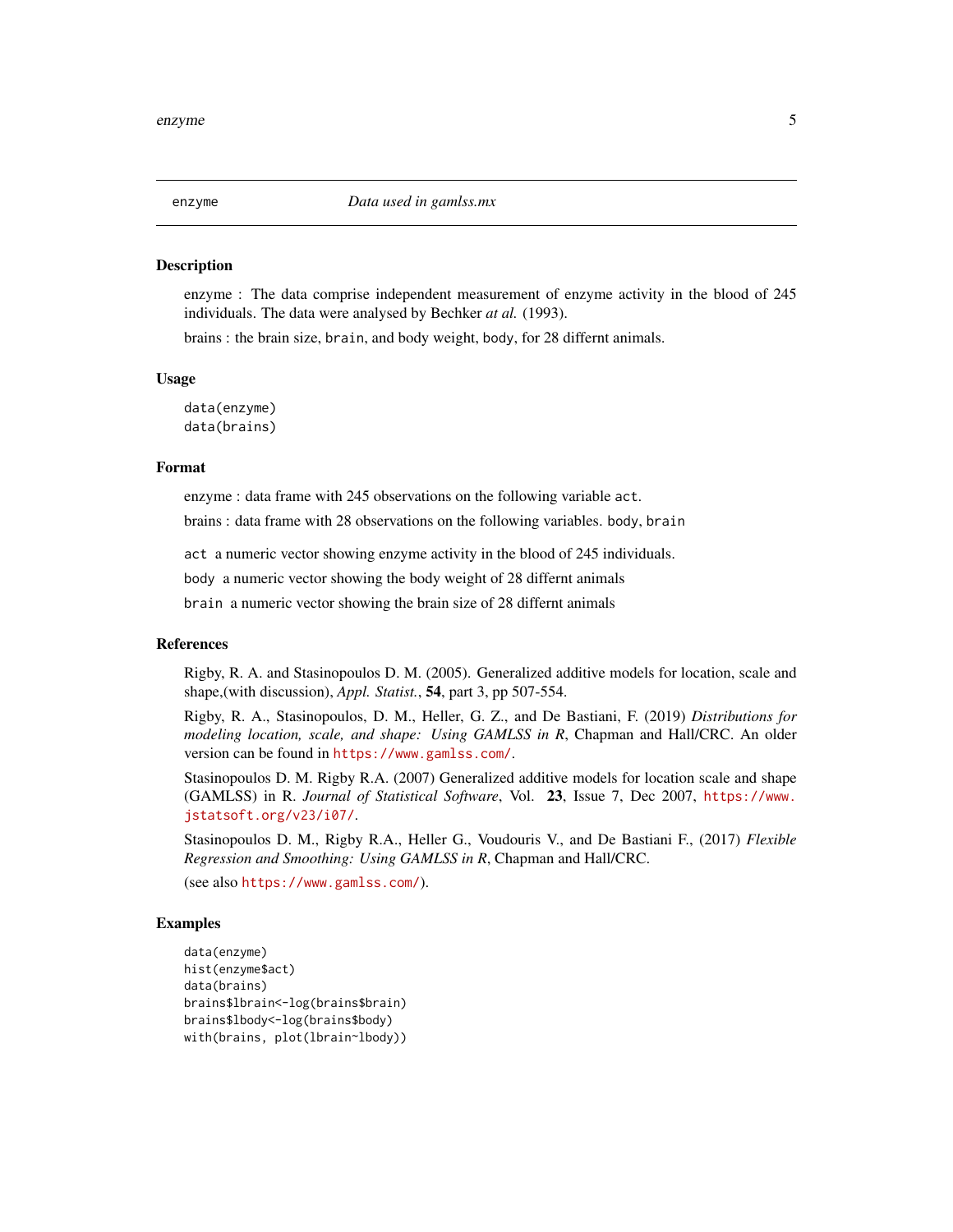enzyme    *Data used in gamlss.mx*

## Description

enzyme : The data comprise independent measurement of enzyme activity in the blood of 245 individuals. The data were analysed by Bechker *at al.* (1993).

brains : the brain size, `brain`, and body weight, `body`, for 28 differnt animals.

## Usage

```
data(enzyme)
data(brains)
```

## Format

enzyme : data frame with 245 observations on the following variable `act`.

brains : data frame with 28 observations on the following variables. `body`, `brain`

`act` a numeric vector showing enzyme activity in the blood of 245 individuals.

`body` a numeric vector showing the body weight of 28 differnt animals

`brain` a numeric vector showing the brain size of 28 differnt animals

## References

Rigby, R. A. and Stasinopoulos D. M. (2005). Generalized additive models for location, scale and shape,(with discussion), *Appl. Statist.*, **54**, part 3, pp 507-554.

Rigby, R. A., Stasinopoulos, D. M., Heller, G. Z., and De Bastiani, F. (2019) *Distributions for modeling location, scale, and shape: Using GAMLSS in R*, Chapman and Hall/CRC. An older version can be found in https://www.gamlss.com/.

Stasinopoulos D. M. Rigby R.A. (2007) Generalized additive models for location scale and shape (GAMLSS) in R. *Journal of Statistical Software*, Vol. **23**, Issue 7, Dec 2007, https://www.jstatsoft.org/v23/i07/.

Stasinopoulos D. M., Rigby R.A., Heller G., Voudouris V., and De Bastiani F., (2017) *Flexible Regression and Smoothing: Using GAMLSS in R*, Chapman and Hall/CRC.

(see also https://www.gamlss.com/).

## Examples

```
data(enzyme)
hist(enzyme$act)
data(brains)
brains$lbrain<-log(brains$brain)
brains$lbody<-log(brains$body)
with(brains, plot(lbrain~lbody))
```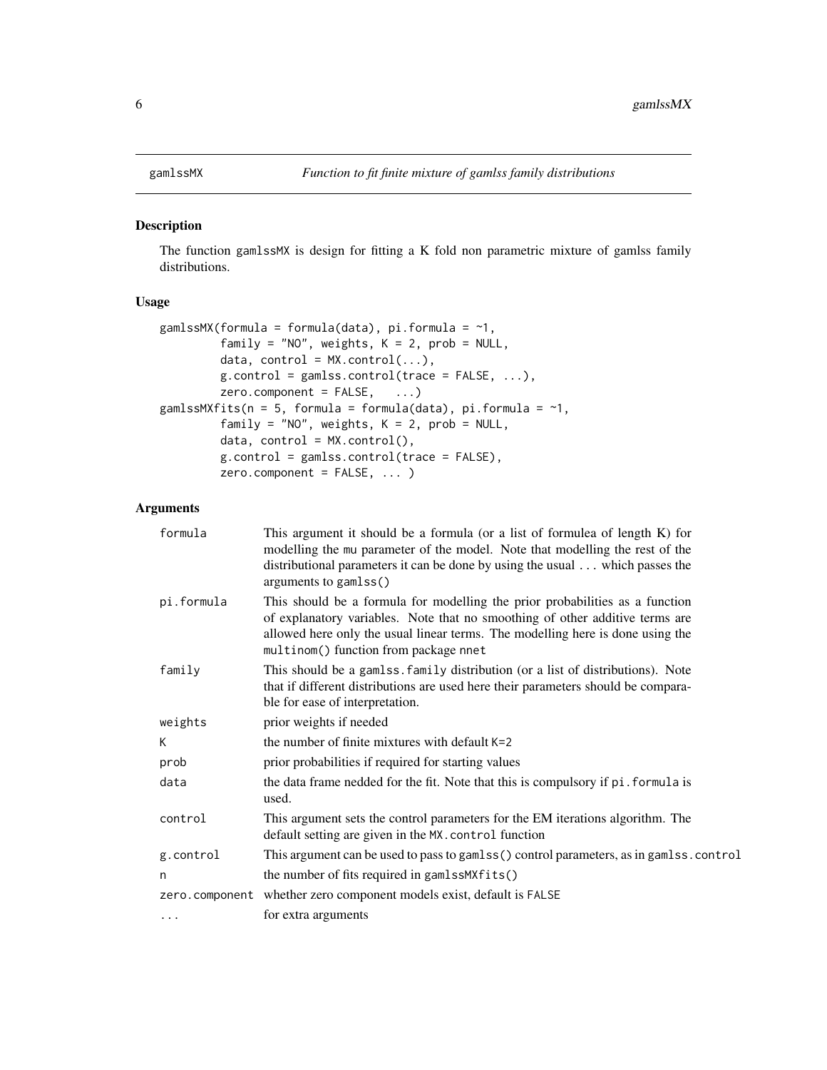## gamlssMX — *Function to fit finite mixture of gamlss family distributions*

### Description

The function gamlssMX is design for fitting a K fold non parametric mixture of gamlss family distributions.

### Usage

```
gamlssMX(formula = formula(data), pi.formula = ~1,
         family = "NO", weights, K = 2, prob = NULL,
         data, control = MX.control(...),
         g.control = gamlss.control(trace = FALSE, ...),
         zero.component = FALSE,   ...)
gamlssMXfits(n = 5, formula = formula(data), pi.formula = ~1,
         family = "NO", weights, K = 2, prob = NULL,
         data, control = MX.control(),
         g.control = gamlss.control(trace = FALSE),
         zero.component = FALSE, ... )
```

### Arguments

| | |
|---|---|
| formula | This argument it should be a formula (or a list of formulea of length K) for modelling the mu parameter of the model. Note that modelling the rest of the distributional parameters it can be done by using the usual ... which passes the arguments to gamlss() |
| pi.formula | This should be a formula for modelling the prior probabilities as a function of explanatory variables. Note that no smoothing of other additive terms are allowed here only the usual linear terms. The modelling here is done using the multinom() function from package nnet |
| family | This should be a gamlss.family distribution (or a list of distributions). Note that if different distributions are used here their parameters should be comparable for ease of interpretation. |
| weights | prior weights if needed |
| K | the number of finite mixtures with default K=2 |
| prob | prior probabilities if required for starting values |
| data | the data frame nedded for the fit. Note that this is compulsory if pi.formula is used. |
| control | This argument sets the control parameters for the EM iterations algorithm. The default setting are given in the MX.control function |
| g.control | This argument can be used to pass to gamlss() control parameters, as in gamlss.control |
| n | the number of fits required in gamlssMXfits() |
| zero.component | whether zero component models exist, default is FALSE |
| ... | for extra arguments |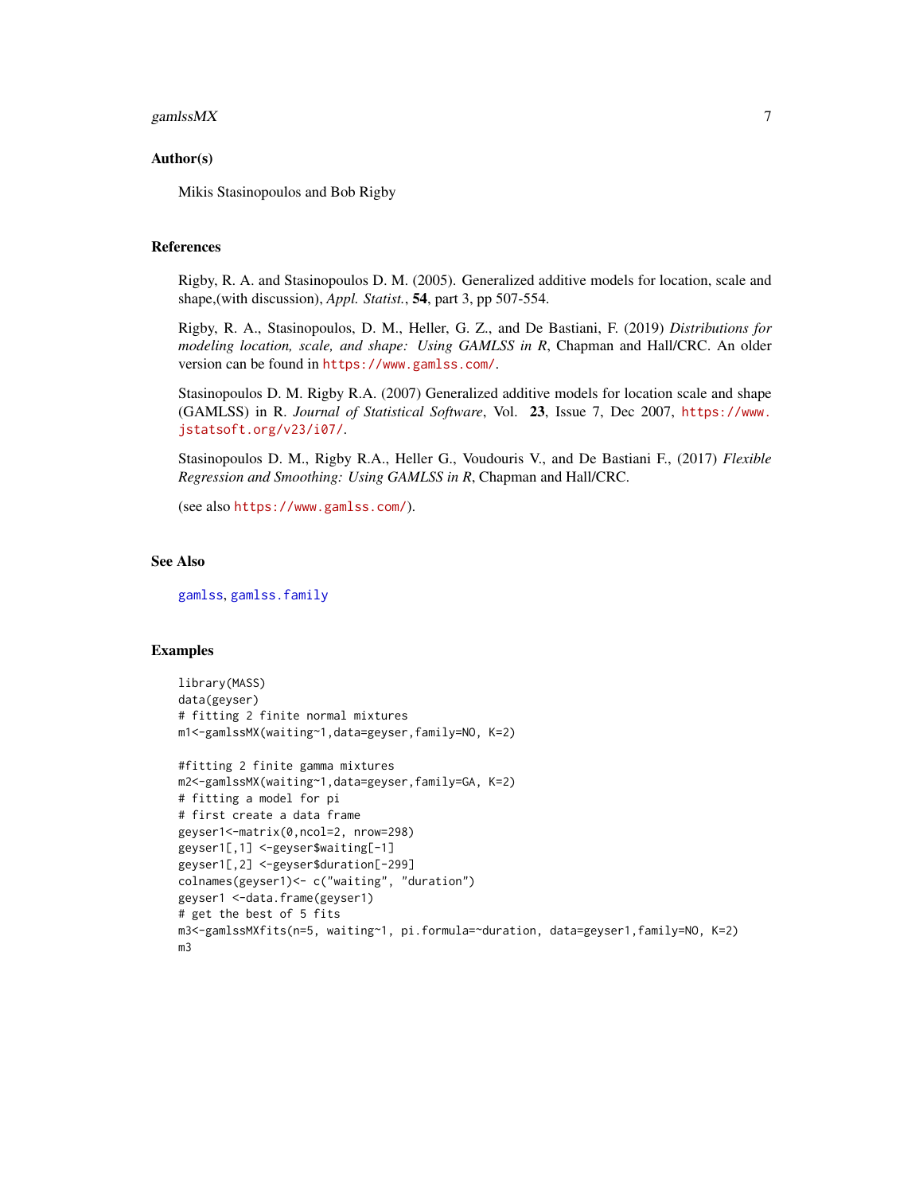## Author(s)

Mikis Stasinopoulos and Bob Rigby

## References

Rigby, R. A. and Stasinopoulos D. M. (2005). Generalized additive models for location, scale and shape,(with discussion), *Appl. Statist.*, **54**, part 3, pp 507-554.

Rigby, R. A., Stasinopoulos, D. M., Heller, G. Z., and De Bastiani, F. (2019) *Distributions for modeling location, scale, and shape: Using GAMLSS in R*, Chapman and Hall/CRC. An older version can be found in https://www.gamlss.com/.

Stasinopoulos D. M. Rigby R.A. (2007) Generalized additive models for location scale and shape (GAMLSS) in R. *Journal of Statistical Software*, Vol. **23**, Issue 7, Dec 2007, https://www.jstatsoft.org/v23/i07/.

Stasinopoulos D. M., Rigby R.A., Heller G., Voudouris V., and De Bastiani F., (2017) *Flexible Regression and Smoothing: Using GAMLSS in R*, Chapman and Hall/CRC.

(see also https://www.gamlss.com/).

## See Also

gamlss, gamlss.family

## Examples

```
library(MASS)
data(geyser)
# fitting 2 finite normal mixtures
m1<-gamlssMX(waiting~1,data=geyser,family=NO, K=2)

#fitting 2 finite gamma mixtures
m2<-gamlssMX(waiting~1,data=geyser,family=GA, K=2)
# fitting a model for pi
# first create a data frame
geyser1<-matrix(0,ncol=2, nrow=298)
geyser1[,1] <-geyser$waiting[-1]
geyser1[,2] <-geyser$duration[-299]
colnames(geyser1)<- c("waiting", "duration")
geyser1 <-data.frame(geyser1)
# get the best of 5 fits
m3<-gamlssMXfits(n=5, waiting~1, pi.formula=~duration, data=geyser1,family=NO, K=2)
m3
```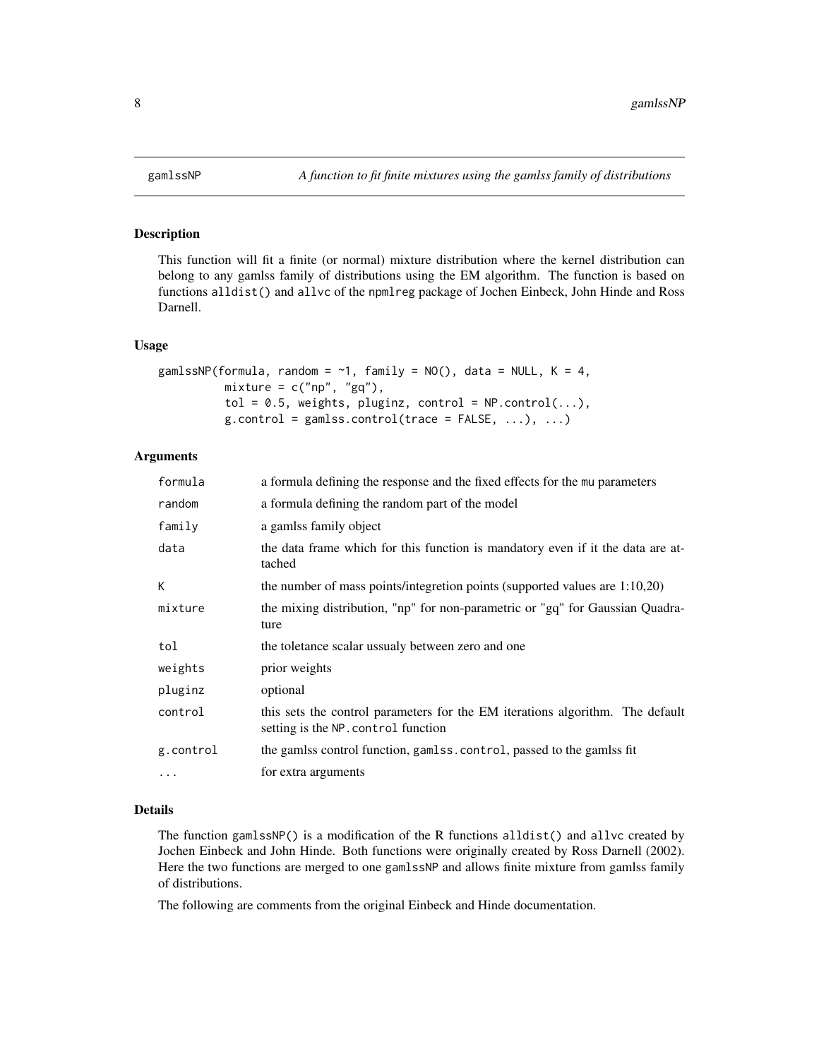# gamlssNP — *A function to fit finite mixtures using the gamlss family of distributions*

## Description

This function will fit a finite (or normal) mixture distribution where the kernel distribution can belong to any gamlss family of distributions using the EM algorithm. The function is based on functions `alldist()` and `allvc` of the `npmlreg` package of Jochen Einbeck, John Hinde and Ross Darnell.

## Usage

```
gamlssNP(formula, random = ~1, family = NO(), data = NULL, K = 4,
         mixture = c("np", "gq"),
         tol = 0.5, weights, pluginz, control = NP.control(...),
         g.control = gamlss.control(trace = FALSE, ...), ...)
```

## Arguments

| | |
|---|---|
| `formula` | a formula defining the response and the fixed effects for the `mu` parameters |
| `random` | a formula defining the random part of the model |
| `family` | a gamlss family object |
| `data` | the data frame which for this function is mandatory even if it the data are attached |
| `K` | the number of mass points/integretion points (supported values are 1:10,20) |
| `mixture` | the mixing distribution, "np" for non-parametric or "gq" for Gaussian Quadrature |
| `tol` | the toletance scalar ussualy between zero and one |
| `weights` | prior weights |
| `pluginz` | optional |
| `control` | this sets the control parameters for the EM iterations algorithm. The default setting is the `NP.control` function |
| `g.control` | the gamlss control function, `gamlss.control`, passed to the gamlss fit |
| `...` | for extra arguments |

## Details

The function `gamlssNP()` is a modification of the R functions `alldist()` and `allvc` created by Jochen Einbeck and John Hinde. Both functions were originally created by Ross Darnell (2002). Here the two functions are merged to one `gamlssNP` and allows finite mixture from gamlss family of distributions.

The following are comments from the original Einbeck and Hinde documentation.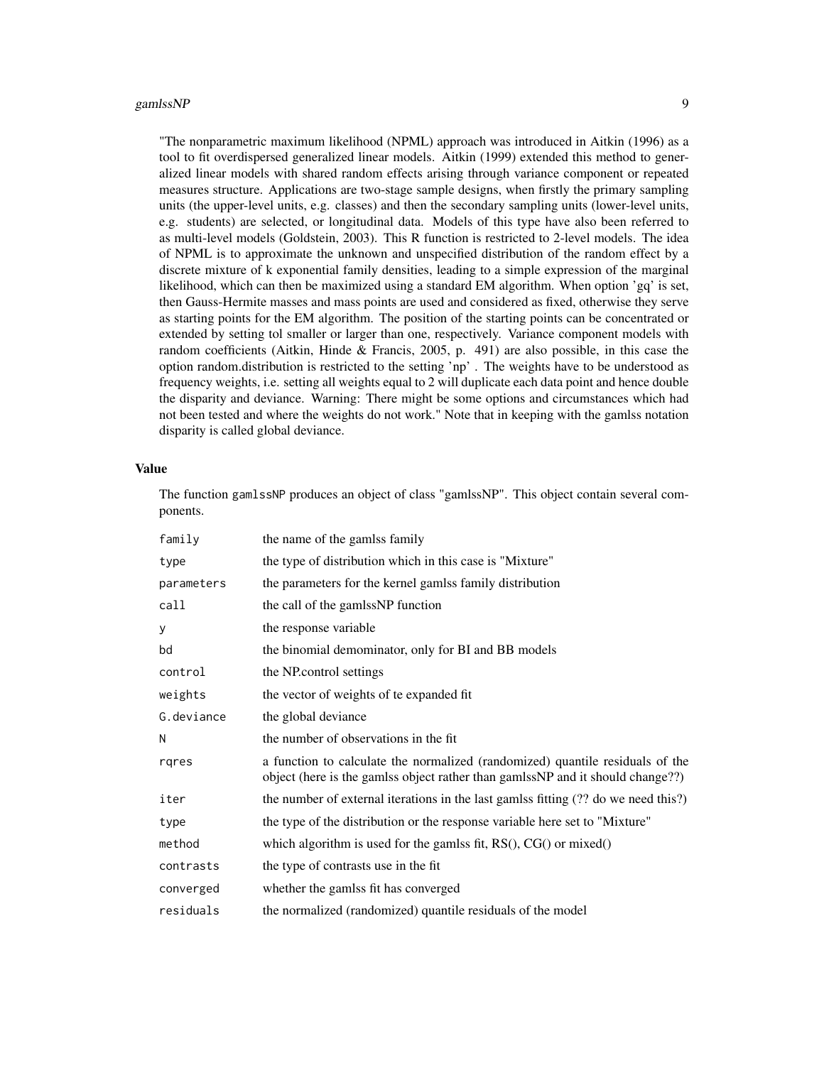"The nonparametric maximum likelihood (NPML) approach was introduced in Aitkin (1996) as a tool to fit overdispersed generalized linear models. Aitkin (1999) extended this method to generalized linear models with shared random effects arising through variance component or repeated measures structure. Applications are two-stage sample designs, when firstly the primary sampling units (the upper-level units, e.g. classes) and then the secondary sampling units (lower-level units, e.g. students) are selected, or longitudinal data. Models of this type have also been referred to as multi-level models (Goldstein, 2003). This R function is restricted to 2-level models. The idea of NPML is to approximate the unknown and unspecified distribution of the random effect by a discrete mixture of k exponential family densities, leading to a simple expression of the marginal likelihood, which can then be maximized using a standard EM algorithm. When option 'gq' is set, then Gauss-Hermite masses and mass points are used and considered as fixed, otherwise they serve as starting points for the EM algorithm. The position of the starting points can be concentrated or extended by setting tol smaller or larger than one, respectively. Variance component models with random coefficients (Aitkin, Hinde & Francis, 2005, p. 491) are also possible, in this case the option random.distribution is restricted to the setting 'np' . The weights have to be understood as frequency weights, i.e. setting all weights equal to 2 will duplicate each data point and hence double the disparity and deviance. Warning: There might be some options and circumstances which had not been tested and where the weights do not work." Note that in keeping with the gamlss notation disparity is called global deviance.

## Value

The function `gamlssNP` produces an object of class "gamlssNP". This object contain several components.

| | |
|---|---|
| `family` | the name of the gamlss family |
| `type` | the type of distribution which in this case is "Mixture" |
| `parameters` | the parameters for the kernel gamlss family distribution |
| `call` | the call of the gamlssNP function |
| `y` | the response variable |
| `bd` | the binomial demominator, only for BI and BB models |
| `control` | the NP.control settings |
| `weights` | the vector of weights of te expanded fit |
| `G.deviance` | the global deviance |
| `N` | the number of observations in the fit |
| `rqres` | a function to calculate the normalized (randomized) quantile residuals of the object (here is the gamlss object rather than gamlssNP and it should change??) |
| `iter` | the number of external iterations in the last gamlss fitting (?? do we need this?) |
| `type` | the type of the distribution or the response variable here set to "Mixture" |
| `method` | which algorithm is used for the gamlss fit, RS(), CG() or mixed() |
| `contrasts` | the type of contrasts use in the fit |
| `converged` | whether the gamlss fit has converged |
| `residuals` | the normalized (randomized) quantile residuals of the model |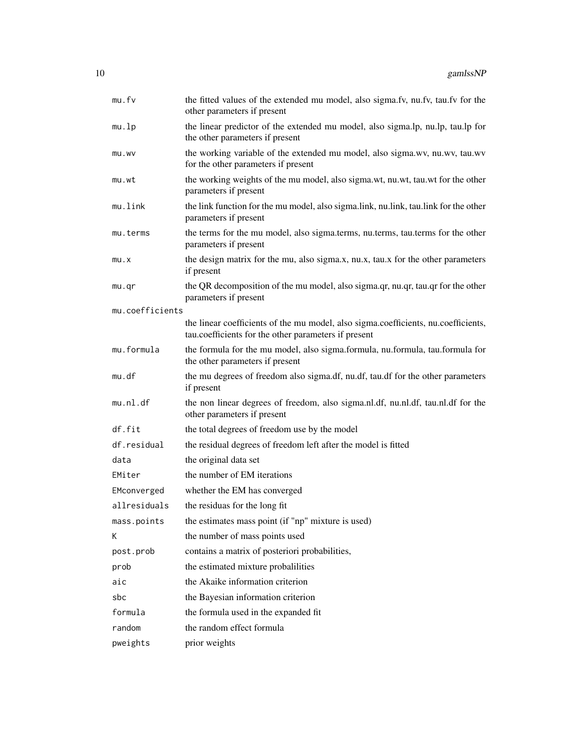| | |
|---|---|
| `mu.fv` | the fitted values of the extended mu model, also sigma.fv, nu.fv, tau.fv for the other parameters if present |
| `mu.lp` | the linear predictor of the extended mu model, also sigma.lp, nu.lp, tau.lp for the other parameters if present |
| `mu.wv` | the working variable of the extended mu model, also sigma.wv, nu.wv, tau.wv for the other parameters if present |
| `mu.wt` | the working weights of the mu model, also sigma.wt, nu.wt, tau.wt for the other parameters if present |
| `mu.link` | the link function for the mu model, also sigma.link, nu.link, tau.link for the other parameters if present |
| `mu.terms` | the terms for the mu model, also sigma.terms, nu.terms, tau.terms for the other parameters if present |
| `mu.x` | the design matrix for the mu, also sigma.x, nu.x, tau.x for the other parameters if present |
| `mu.qr` | the QR decomposition of the mu model, also sigma.qr, nu.qr, tau.qr for the other parameters if present |
| `mu.coefficients` | the linear coefficients of the mu model, also sigma.coefficients, nu.coefficients, tau.coefficients for the other parameters if present |
| `mu.formula` | the formula for the mu model, also sigma.formula, nu.formula, tau.formula for the other parameters if present |
| `mu.df` | the mu degrees of freedom also sigma.df, nu.df, tau.df for the other parameters if present |
| `mu.nl.df` | the non linear degrees of freedom, also sigma.nl.df, nu.nl.df, tau.nl.df for the other parameters if present |
| `df.fit` | the total degrees of freedom use by the model |
| `df.residual` | the residual degrees of freedom left after the model is fitted |
| `data` | the original data set |
| `EMiter` | the number of EM iterations |
| `EMconverged` | whether the EM has converged |
| `allresiduals` | the residuas for the long fit |
| `mass.points` | the estimates mass point (if "np" mixture is used) |
| `K` | the number of mass points used |
| `post.prob` | contains a matrix of posteriori probabilities, |
| `prob` | the estimated mixture probalilities |
| `aic` | the Akaike information criterion |
| `sbc` | the Bayesian information criterion |
| `formula` | the formula used in the expanded fit |
| `random` | the random effect formula |
| `pweights` | prior weights |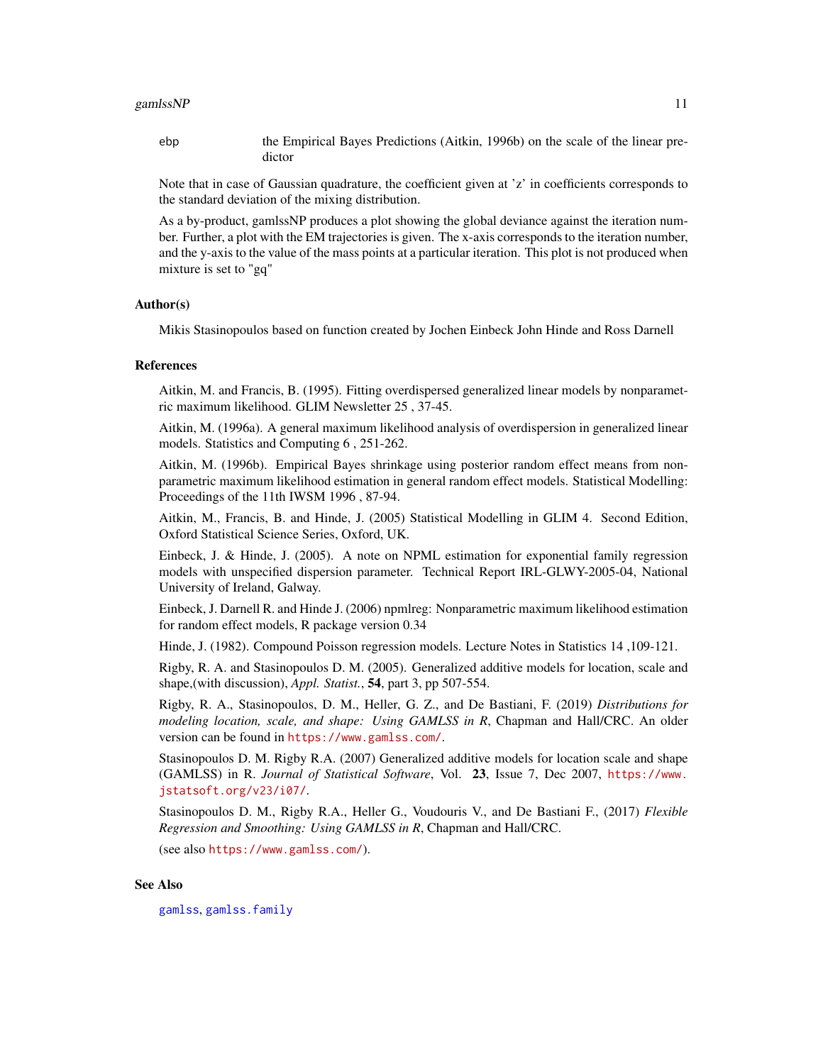ebp the Empirical Bayes Predictions (Aitkin, 1996b) on the scale of the linear predictor

Note that in case of Gaussian quadrature, the coefficient given at 'z' in coefficients corresponds to the standard deviation of the mixing distribution.

As a by-product, gamlssNP produces a plot showing the global deviance against the iteration number. Further, a plot with the EM trajectories is given. The x-axis corresponds to the iteration number, and the y-axis to the value of the mass points at a particular iteration. This plot is not produced when mixture is set to "gq"

## Author(s)

Mikis Stasinopoulos based on function created by Jochen Einbeck John Hinde and Ross Darnell

## References

Aitkin, M. and Francis, B. (1995). Fitting overdispersed generalized linear models by nonparametric maximum likelihood. GLIM Newsletter 25 , 37-45.

Aitkin, M. (1996a). A general maximum likelihood analysis of overdispersion in generalized linear models. Statistics and Computing 6 , 251-262.

Aitkin, M. (1996b). Empirical Bayes shrinkage using posterior random effect means from nonparametric maximum likelihood estimation in general random effect models. Statistical Modelling: Proceedings of the 11th IWSM 1996 , 87-94.

Aitkin, M., Francis, B. and Hinde, J. (2005) Statistical Modelling in GLIM 4. Second Edition, Oxford Statistical Science Series, Oxford, UK.

Einbeck, J. & Hinde, J. (2005). A note on NPML estimation for exponential family regression models with unspecified dispersion parameter. Technical Report IRL-GLWY-2005-04, National University of Ireland, Galway.

Einbeck, J. Darnell R. and Hinde J. (2006) npmlreg: Nonparametric maximum likelihood estimation for random effect models, R package version 0.34

Hinde, J. (1982). Compound Poisson regression models. Lecture Notes in Statistics 14 ,109-121.

Rigby, R. A. and Stasinopoulos D. M. (2005). Generalized additive models for location, scale and shape,(with discussion), *Appl. Statist.*, **54**, part 3, pp 507-554.

Rigby, R. A., Stasinopoulos, D. M., Heller, G. Z., and De Bastiani, F. (2019) *Distributions for modeling location, scale, and shape: Using GAMLSS in R*, Chapman and Hall/CRC. An older version can be found in https://www.gamlss.com/.

Stasinopoulos D. M. Rigby R.A. (2007) Generalized additive models for location scale and shape (GAMLSS) in R. *Journal of Statistical Software*, Vol. **23**, Issue 7, Dec 2007, https://www.jstatsoft.org/v23/i07/.

Stasinopoulos D. M., Rigby R.A., Heller G., Voudouris V., and De Bastiani F., (2017) *Flexible Regression and Smoothing: Using GAMLSS in R*, Chapman and Hall/CRC.

(see also https://www.gamlss.com/).

## See Also

gamlss, gamlss.family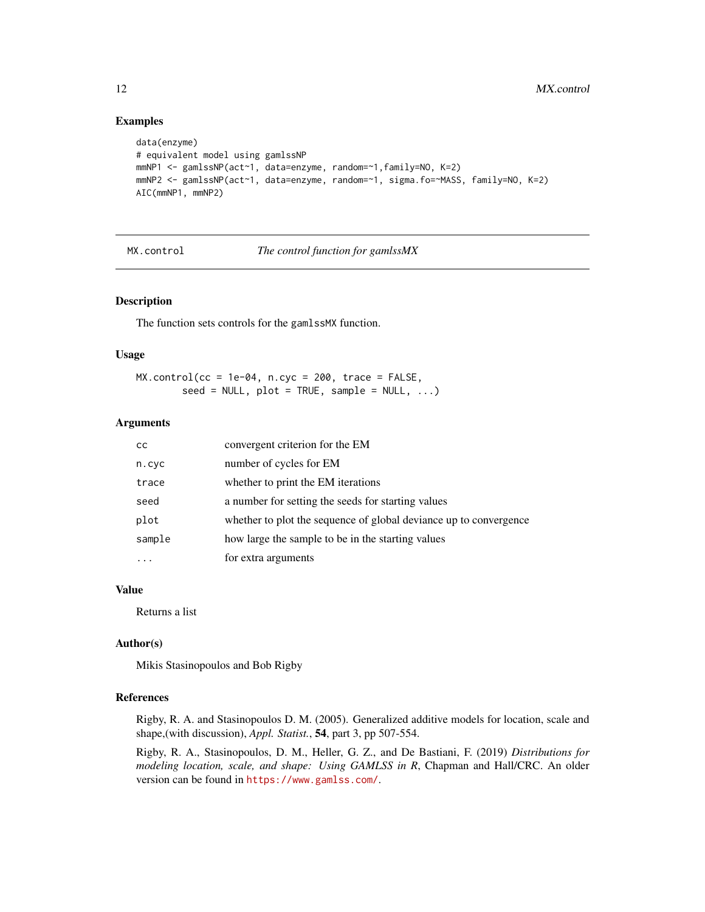### Examples

```
data(enzyme)
# equivalent model using gamlssNP
mmNP1 <- gamlssNP(act~1, data=enzyme, random=~1,family=NO, K=2)
mmNP2 <- gamlssNP(act~1, data=enzyme, random=~1, sigma.fo=~MASS, family=NO, K=2)
AIC(mmNP1, mmNP2)
```

---

## MX.control *The control function for gamlssMX*

---

### Description

The function sets controls for the `gamlssMX` function.

### Usage

```
MX.control(cc = 1e-04, n.cyc = 200, trace = FALSE,
        seed = NULL, plot = TRUE, sample = NULL, ...)
```

### Arguments

| | |
|---|---|
| `cc` | convergent criterion for the EM |
| `n.cyc` | number of cycles for EM |
| `trace` | whether to print the EM iterations |
| `seed` | a number for setting the seeds for starting values |
| `plot` | whether to plot the sequence of global deviance up to convergence |
| `sample` | how large the sample to be in the starting values |
| `...` | for extra arguments |

### Value

Returns a list

### Author(s)

Mikis Stasinopoulos and Bob Rigby

### References

Rigby, R. A. and Stasinopoulos D. M. (2005). Generalized additive models for location, scale and shape,(with discussion), *Appl. Statist.*, **54**, part 3, pp 507-554.

Rigby, R. A., Stasinopoulos, D. M., Heller, G. Z., and De Bastiani, F. (2019) *Distributions for modeling location, scale, and shape: Using GAMLSS in R*, Chapman and Hall/CRC. An older version can be found in https://www.gamlss.com/.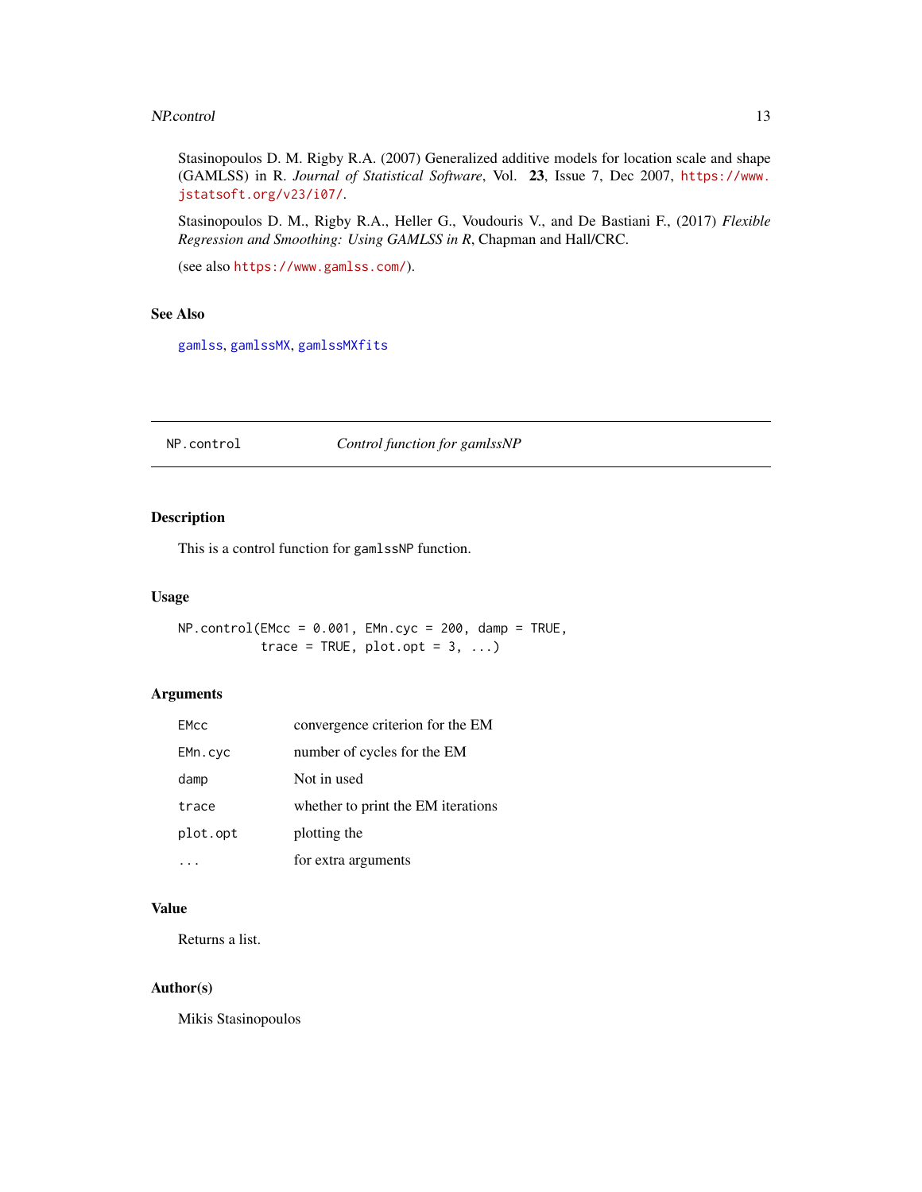Stasinopoulos D. M. Rigby R.A. (2007) Generalized additive models for location scale and shape (GAMLSS) in R. *Journal of Statistical Software*, Vol. **23**, Issue 7, Dec 2007, https://www.jstatsoft.org/v23/i07/.

Stasinopoulos D. M., Rigby R.A., Heller G., Voudouris V., and De Bastiani F., (2017) *Flexible Regression and Smoothing: Using GAMLSS in R*, Chapman and Hall/CRC.

(see also https://www.gamlss.com/).

### See Also

gamlss, gamlssMX, gamlssMXfits

---

## NP.control — *Control function for gamlssNP*

### Description

This is a control function for gamlssNP function.

### Usage

```
NP.control(EMcc = 0.001, EMn.cyc = 200, damp = TRUE,
           trace = TRUE, plot.opt = 3, ...)
```

### Arguments

| | |
|---|---|
| EMcc | convergence criterion for the EM |
| EMn.cyc | number of cycles for the EM |
| damp | Not in used |
| trace | whether to print the EM iterations |
| plot.opt | plotting the |
| ... | for extra arguments |

### Value

Returns a list.

### Author(s)

Mikis Stasinopoulos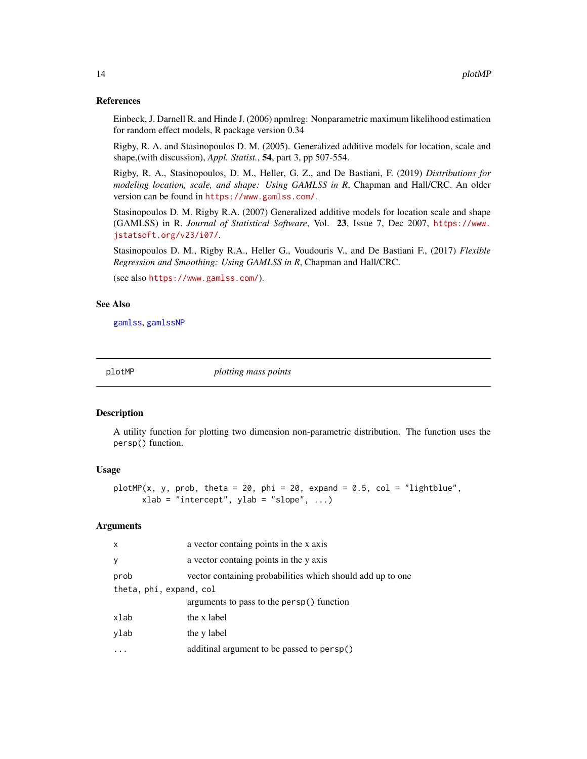### References

Einbeck, J. Darnell R. and Hinde J. (2006) npmlreg: Nonparametric maximum likelihood estimation for random effect models, R package version 0.34

Rigby, R. A. and Stasinopoulos D. M. (2005). Generalized additive models for location, scale and shape,(with discussion), *Appl. Statist.*, **54**, part 3, pp 507-554.

Rigby, R. A., Stasinopoulos, D. M., Heller, G. Z., and De Bastiani, F. (2019) *Distributions for modeling location, scale, and shape: Using GAMLSS in R*, Chapman and Hall/CRC. An older version can be found in https://www.gamlss.com/.

Stasinopoulos D. M. Rigby R.A. (2007) Generalized additive models for location scale and shape (GAMLSS) in R. *Journal of Statistical Software*, Vol. **23**, Issue 7, Dec 2007, https://www.jstatsoft.org/v23/i07/.

Stasinopoulos D. M., Rigby R.A., Heller G., Voudouris V., and De Bastiani F., (2017) *Flexible Regression and Smoothing: Using GAMLSS in R*, Chapman and Hall/CRC.

(see also https://www.gamlss.com/).

### See Also

gamlss, gamlssNP

---

## plotMP *plotting mass points*

### Description

A utility function for plotting two dimension non-parametric distribution. The function uses the persp() function.

### Usage

```
plotMP(x, y, prob, theta = 20, phi = 20, expand = 0.5, col = "lightblue",
      xlab = "intercept", ylab = "slope", ...)
```

### Arguments

| | |
|---|---|
| x | a vector containg points in the x axis |
| y | a vector containg points in the y axis |
| prob | vector containing probabilities which should add up to one |
| theta, phi, expand, col | arguments to pass to the persp() function |
| xlab | the x label |
| ylab | the y label |
| ... | additinal argument to be passed to persp() |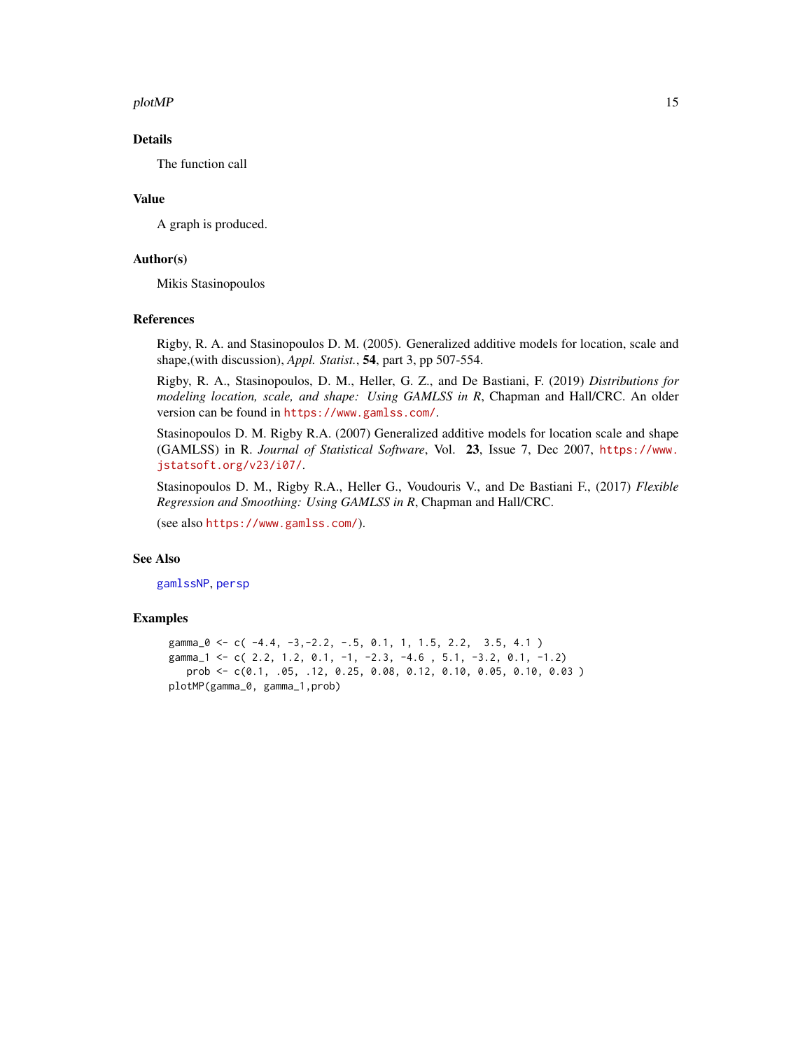## Details

The function call

## Value

A graph is produced.

## Author(s)

Mikis Stasinopoulos

## References

Rigby, R. A. and Stasinopoulos D. M. (2005). Generalized additive models for location, scale and shape,(with discussion), *Appl. Statist.*, **54**, part 3, pp 507-554.

Rigby, R. A., Stasinopoulos, D. M., Heller, G. Z., and De Bastiani, F. (2019) *Distributions for modeling location, scale, and shape: Using GAMLSS in R*, Chapman and Hall/CRC. An older version can be found in https://www.gamlss.com/.

Stasinopoulos D. M. Rigby R.A. (2007) Generalized additive models for location scale and shape (GAMLSS) in R. *Journal of Statistical Software*, Vol. **23**, Issue 7, Dec 2007, https://www.jstatsoft.org/v23/i07/.

Stasinopoulos D. M., Rigby R.A., Heller G., Voudouris V., and De Bastiani F., (2017) *Flexible Regression and Smoothing: Using GAMLSS in R*, Chapman and Hall/CRC.

(see also https://www.gamlss.com/).

## See Also

gamlssNP, persp

## Examples

```
gamma_0 <- c( -4.4, -3,-2.2, -.5, 0.1, 1, 1.5, 2.2,  3.5, 4.1 )
gamma_1 <- c( 2.2, 1.2, 0.1, -1, -2.3, -4.6 , 5.1, -3.2, 0.1, -1.2)
   prob <- c(0.1, .05, .12, 0.25, 0.08, 0.12, 0.10, 0.05, 0.10, 0.03 )
plotMP(gamma_0, gamma_1,prob)
```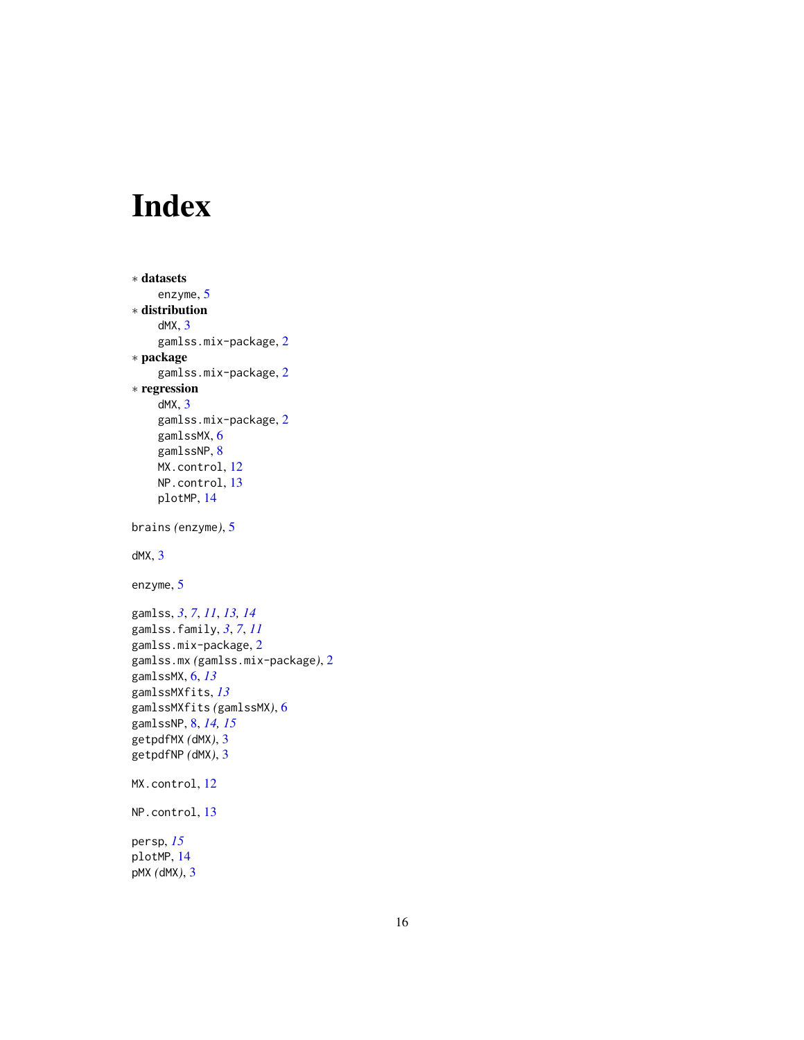# Index

∗ **datasets**
  enzyme, 5

∗ **distribution**
  dMX, 3
  gamlss.mix-package, 2

∗ **package**
  gamlss.mix-package, 2

∗ **regression**
  dMX, 3
  gamlss.mix-package, 2
  gamlssMX, 6
  gamlssNP, 8
  MX.control, 12
  NP.control, 13
  plotMP, 14

brains *(*enzyme*)*, 5

dMX, 3

enzyme, 5

gamlss, *3*, *7*, *11*, *13*, *14*
gamlss.family, *3*, *7*, *11*
gamlss.mix-package, 2
gamlss.mx *(*gamlss.mix-package*)*, 2
gamlssMX, 6, *13*
gamlssMXfits, *13*
gamlssMXfits *(*gamlssMX*)*, 6
gamlssNP, 8, *14*, *15*
getpdfMX *(*dMX*)*, 3
getpdfNP *(*dMX*)*, 3

MX.control, 12

NP.control, 13

persp, *15*
plotMP, 14
pMX *(*dMX*)*, 3